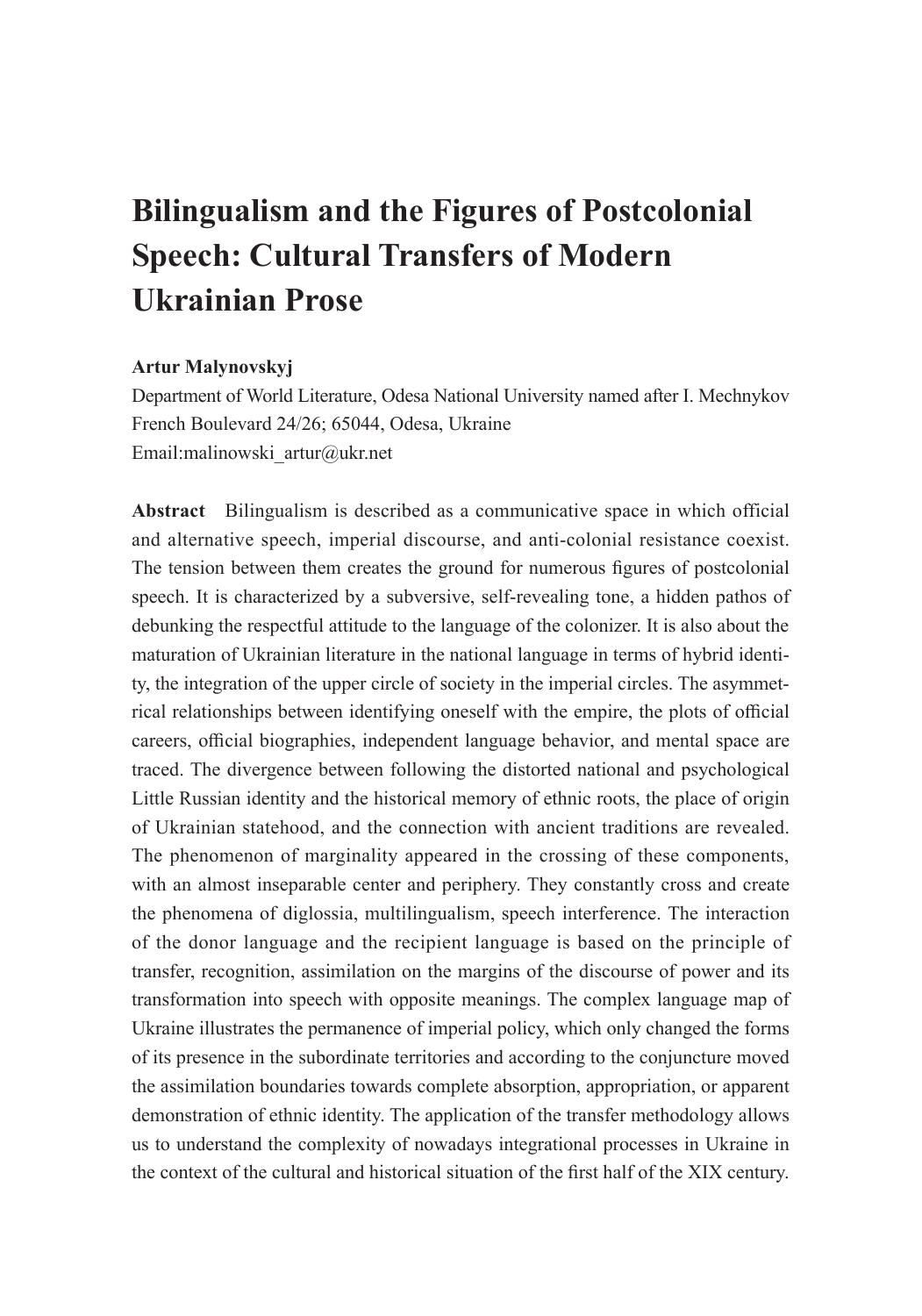# Bilingualism and the Figures of Postcolonial Speech: Cultural Transfers of Modern Ukrainian Prose

**Artur Malynovskyj**

Department of World Literature, Odesa National University named after I. Mechnykov
French Boulevard 24/26; 65044, Odesa, Ukraine
Email:malinowski_artur@ukr.net

**Abstract** Bilingualism is described as a communicative space in which official and alternative speech, imperial discourse, and anti-colonial resistance coexist. The tension between them creates the ground for numerous figures of postcolonial speech. It is characterized by a subversive, self-revealing tone, a hidden pathos of debunking the respectful attitude to the language of the colonizer. It is also about the maturation of Ukrainian literature in the national language in terms of hybrid identity, the integration of the upper circle of society in the imperial circles. The asymmetrical relationships between identifying oneself with the empire, the plots of official careers, official biographies, independent language behavior, and mental space are traced. The divergence between following the distorted national and psychological Little Russian identity and the historical memory of ethnic roots, the place of origin of Ukrainian statehood, and the connection with ancient traditions are revealed. The phenomenon of marginality appeared in the crossing of these components, with an almost inseparable center and periphery. They constantly cross and create the phenomena of diglossia, multilingualism, speech interference. The interaction of the donor language and the recipient language is based on the principle of transfer, recognition, assimilation on the margins of the discourse of power and its transformation into speech with opposite meanings. The complex language map of Ukraine illustrates the permanence of imperial policy, which only changed the forms of its presence in the subordinate territories and according to the conjuncture moved the assimilation boundaries towards complete absorption, appropriation, or apparent demonstration of ethnic identity. The application of the transfer methodology allows us to understand the complexity of nowadays integrational processes in Ukraine in the context of the cultural and historical situation of the first half of the XIX century.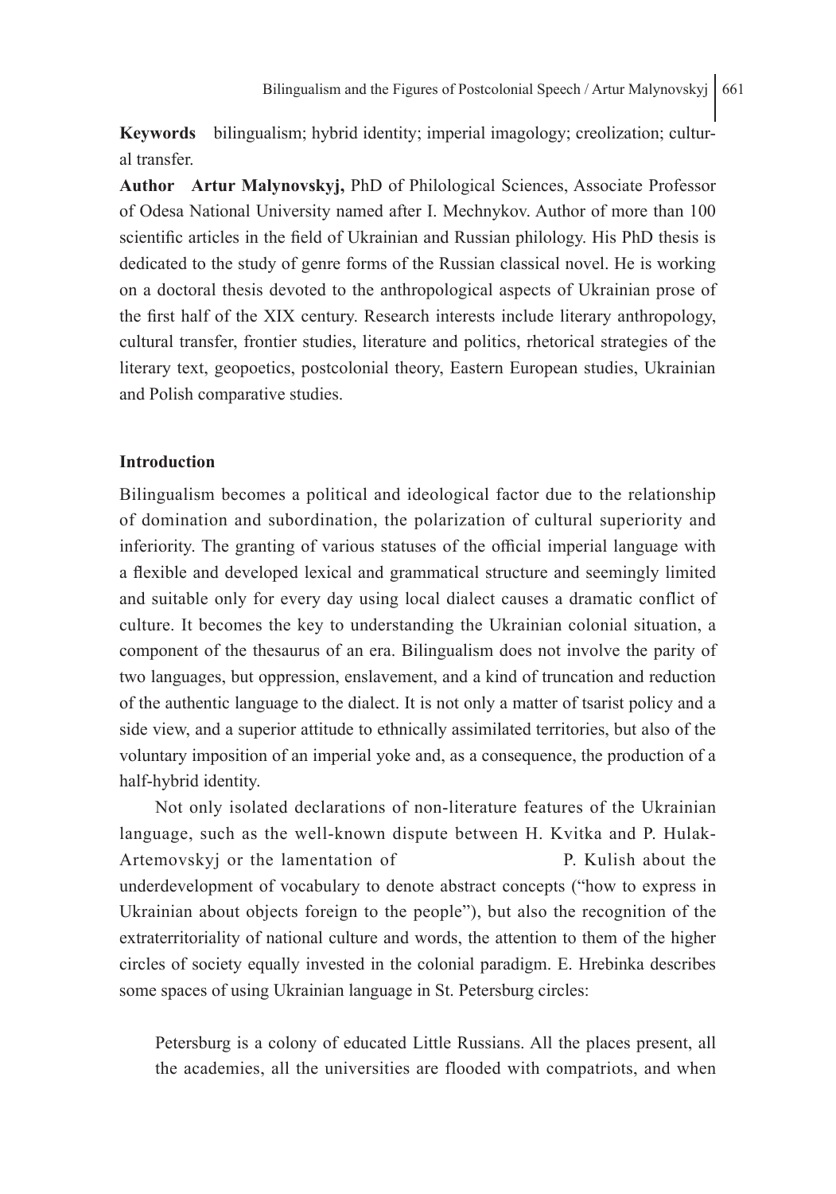**Keywords** bilingualism; hybrid identity; imperial imagology; creolization; cultural transfer.

**Author** **Artur Malynovskyj,** PhD of Philological Sciences, Associate Professor of Odesa National University named after I. Mechnykov. Author of more than 100 scientific articles in the field of Ukrainian and Russian philology. His PhD thesis is dedicated to the study of genre forms of the Russian classical novel. He is working on a doctoral thesis devoted to the anthropological aspects of Ukrainian prose of the first half of the XIX century. Research interests include literary anthropology, cultural transfer, frontier studies, literature and politics, rhetorical strategies of the literary text, geopoetics, postcolonial theory, Eastern European studies, Ukrainian and Polish comparative studies.

**Introduction**

Bilingualism becomes a political and ideological factor due to the relationship of domination and subordination, the polarization of cultural superiority and inferiority. The granting of various statuses of the official imperial language with a flexible and developed lexical and grammatical structure and seemingly limited and suitable only for every day using local dialect causes a dramatic conflict of culture. It becomes the key to understanding the Ukrainian colonial situation, a component of the thesaurus of an era. Bilingualism does not involve the parity of two languages, but oppression, enslavement, and a kind of truncation and reduction of the authentic language to the dialect. It is not only a matter of tsarist policy and a side view, and a superior attitude to ethnically assimilated territories, but also of the voluntary imposition of an imperial yoke and, as a consequence, the production of a half-hybrid identity.

Not only isolated declarations of non-literature features of the Ukrainian language, such as the well-known dispute between H. Kvitka and P. Hulak-Artemovskyj or the lamentation of P. Kulish about the underdevelopment of vocabulary to denote abstract concepts ("how to express in Ukrainian about objects foreign to the people"), but also the recognition of the extraterritoriality of national culture and words, the attention to them of the higher circles of society equally invested in the colonial paradigm. E. Hrebinka describes some spaces of using Ukrainian language in St. Petersburg circles:

> Petersburg is a colony of educated Little Russians. All the places present, all the academies, all the universities are flooded with compatriots, and when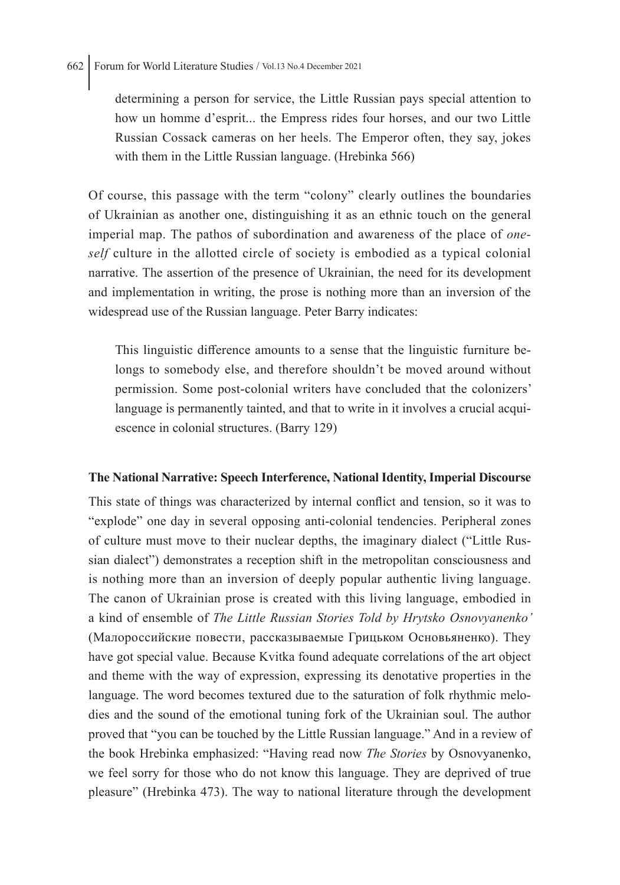> determining a person for service, the Little Russian pays special attention to how un homme d'esprit... the Empress rides four horses, and our two Little Russian Cossack cameras on her heels. The Emperor often, they say, jokes with them in the Little Russian language. (Hrebinka 566)

Of course, this passage with the term "colony" clearly outlines the boundaries of Ukrainian as another one, distinguishing it as an ethnic touch on the general imperial map. The pathos of subordination and awareness of the place of *oneself* culture in the allotted circle of society is embodied as a typical colonial narrative. The assertion of the presence of Ukrainian, the need for its development and implementation in writing, the prose is nothing more than an inversion of the widespread use of the Russian language. Peter Barry indicates:

> This linguistic difference amounts to a sense that the linguistic furniture belongs to somebody else, and therefore shouldn't be moved around without permission. Some post-colonial writers have concluded that the colonizers' language is permanently tainted, and that to write in it involves a crucial acquiescence in colonial structures. (Barry 129)

## The National Narrative: Speech Interference, National Identity, Imperial Discourse

This state of things was characterized by internal conflict and tension, so it was to "explode" one day in several opposing anti-colonial tendencies. Peripheral zones of culture must move to their nuclear depths, the imaginary dialect ("Little Russian dialect") demonstrates a reception shift in the metropolitan consciousness and is nothing more than an inversion of deeply popular authentic living language. The canon of Ukrainian prose is created with this living language, embodied in a kind of ensemble of *The Little Russian Stories Told by Hrytsko Osnovyanenko'* (Малороссийские повести, рассказываемые Грицьком Основьяненко). They have got special value. Because Kvitka found adequate correlations of the art object and theme with the way of expression, expressing its denotative properties in the language. The word becomes textured due to the saturation of folk rhythmic melodies and the sound of the emotional tuning fork of the Ukrainian soul. The author proved that "you can be touched by the Little Russian language." And in a review of the book Hrebinka emphasized: "Having read now *The Stories* by Osnovyanenko, we feel sorry for those who do not know this language. They are deprived of true pleasure" (Hrebinka 473). The way to national literature through the development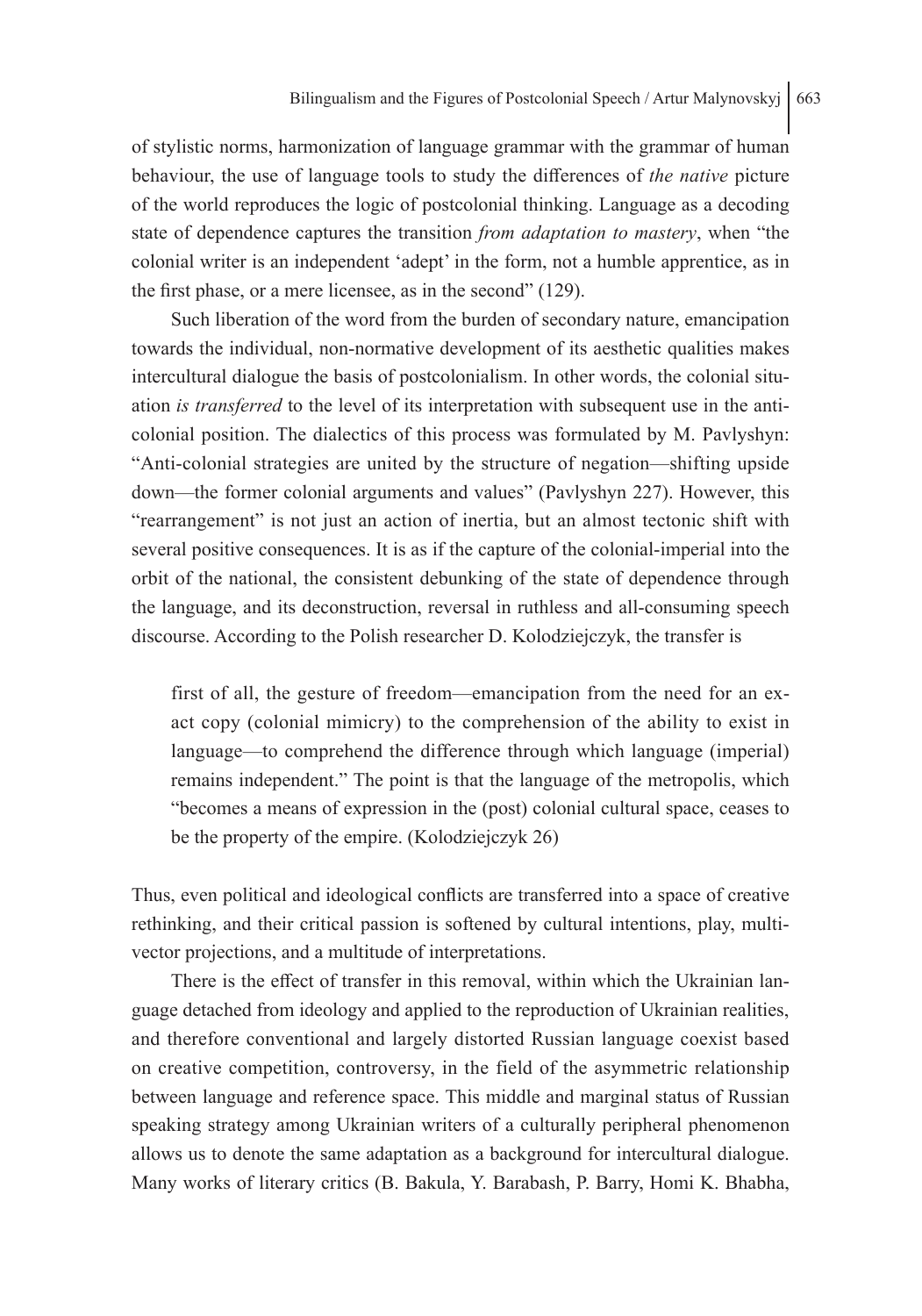of stylistic norms, harmonization of language grammar with the grammar of human behaviour, the use of language tools to study the differences of *the native* picture of the world reproduces the logic of postcolonial thinking. Language as a decoding state of dependence captures the transition *from adaptation to mastery*, when "the colonial writer is an independent 'adept' in the form, not a humble apprentice, as in the first phase, or a mere licensee, as in the second" (129).

Such liberation of the word from the burden of secondary nature, emancipation towards the individual, non-normative development of its aesthetic qualities makes intercultural dialogue the basis of postcolonialism. In other words, the colonial situation *is transferred* to the level of its interpretation with subsequent use in the anti-colonial position. The dialectics of this process was formulated by M. Pavlyshyn: "Anti-colonial strategies are united by the structure of negation—shifting upside down—the former colonial arguments and values" (Pavlyshyn 227). However, this "rearrangement" is not just an action of inertia, but an almost tectonic shift with several positive consequences. It is as if the capture of the colonial-imperial into the orbit of the national, the consistent debunking of the state of dependence through the language, and its deconstruction, reversal in ruthless and all-consuming speech discourse. According to the Polish researcher D. Kolodziejczyk, the transfer is

> first of all, the gesture of freedom—emancipation from the need for an exact copy (colonial mimicry) to the comprehension of the ability to exist in language—to comprehend the difference through which language (imperial) remains independent." The point is that the language of the metropolis, which "becomes a means of expression in the (post) colonial cultural space, ceases to be the property of the empire. (Kolodziejczyk 26)

Thus, even political and ideological conflicts are transferred into a space of creative rethinking, and their critical passion is softened by cultural intentions, play, multi-vector projections, and a multitude of interpretations.

There is the effect of transfer in this removal, within which the Ukrainian language detached from ideology and applied to the reproduction of Ukrainian realities, and therefore conventional and largely distorted Russian language coexist based on creative competition, controversy, in the field of the asymmetric relationship between language and reference space. This middle and marginal status of Russian speaking strategy among Ukrainian writers of a culturally peripheral phenomenon allows us to denote the same adaptation as a background for intercultural dialogue. Many works of literary critics (B. Bakula, Y. Barabash, P. Barry, Homi K. Bhabha,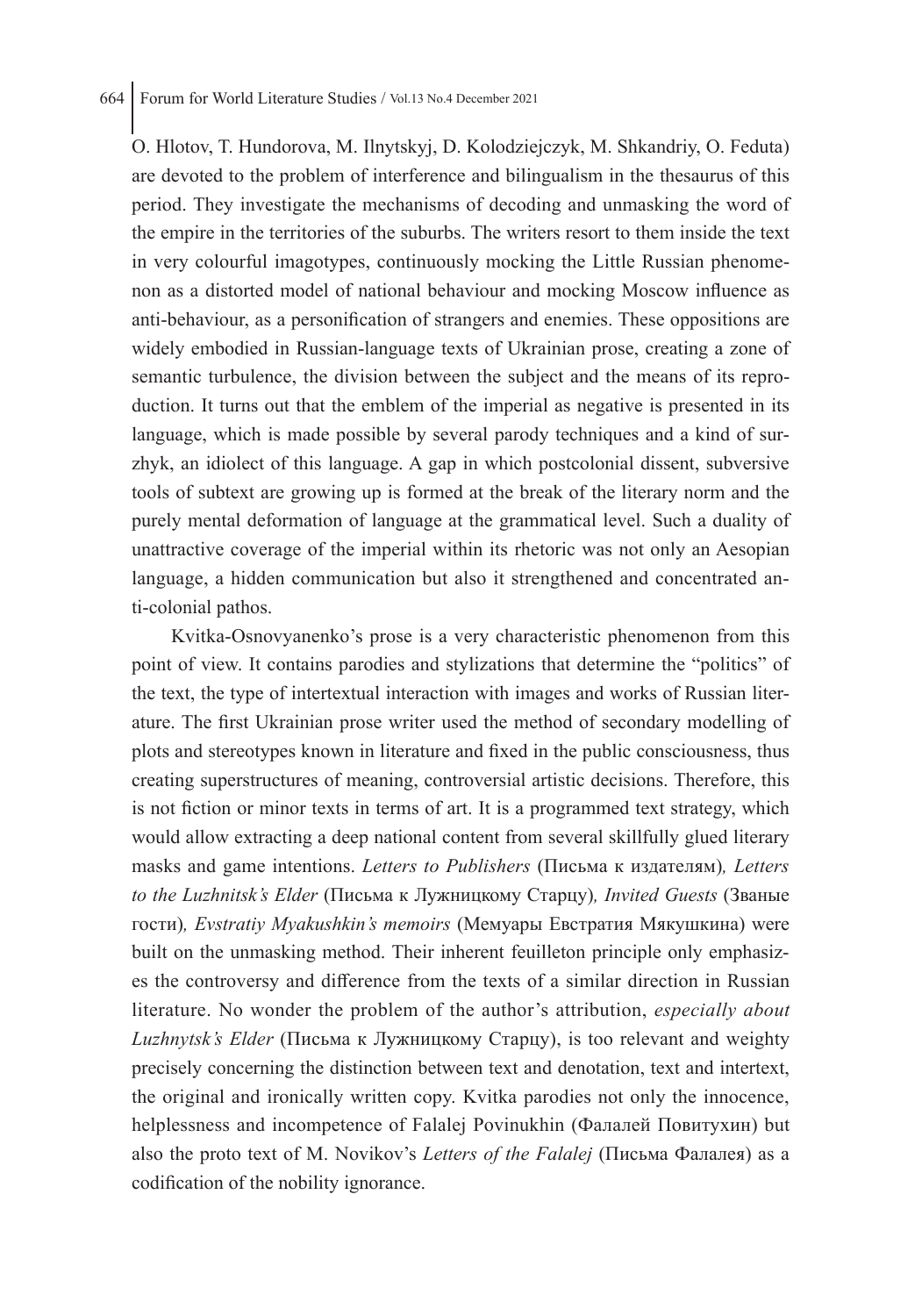O. Hlotov, T. Hundorova, M. Ilnytskyj, D. Kolodziejczyk, M. Shkandriy, O. Feduta) are devoted to the problem of interference and bilingualism in the thesaurus of this period. They investigate the mechanisms of decoding and unmasking the word of the empire in the territories of the suburbs. The writers resort to them inside the text in very colourful imagotypes, continuously mocking the Little Russian phenomenon as a distorted model of national behaviour and mocking Moscow influence as anti-behaviour, as a personification of strangers and enemies. These oppositions are widely embodied in Russian-language texts of Ukrainian prose, creating a zone of semantic turbulence, the division between the subject and the means of its reproduction. It turns out that the emblem of the imperial as negative is presented in its language, which is made possible by several parody techniques and a kind of surzhyk, an idiolect of this language. A gap in which postcolonial dissent, subversive tools of subtext are growing up is formed at the break of the literary norm and the purely mental deformation of language at the grammatical level. Such a duality of unattractive coverage of the imperial within its rhetoric was not only an Aesopian language, a hidden communication but also it strengthened and concentrated anti-colonial pathos.

Kvitka-Osnovyanenko's prose is a very characteristic phenomenon from this point of view. It contains parodies and stylizations that determine the "politics" of the text, the type of intertextual interaction with images and works of Russian literature. The first Ukrainian prose writer used the method of secondary modelling of plots and stereotypes known in literature and fixed in the public consciousness, thus creating superstructures of meaning, controversial artistic decisions. Therefore, this is not fiction or minor texts in terms of art. It is a programmed text strategy, which would allow extracting a deep national content from several skillfully glued literary masks and game intentions. *Letters to Publishers* (Письма к издателям)*, Letters to the Luzhnitsk's Elder* (Письма к Лужницкому Старцу)*, Invited Guests* (Званые гости)*, Evstratiy Myakushkin's memoirs* (Мемуары Евстратия Мякушкина) were built on the unmasking method. Their inherent feuilleton principle only emphasizes the controversy and difference from the texts of a similar direction in Russian literature. No wonder the problem of the author's attribution, *especially about Luzhnytsk's Elder* (Письма к Лужницкому Старцу), is too relevant and weighty precisely concerning the distinction between text and denotation, text and intertext, the original and ironically written copy. Kvitka parodies not only the innocence, helplessness and incompetence of Falalej Povinukhin (Фалалей Повитухин) but also the proto text of M. Novikov's *Letters of the Falalej* (Письма Фалалея) as a codification of the nobility ignorance.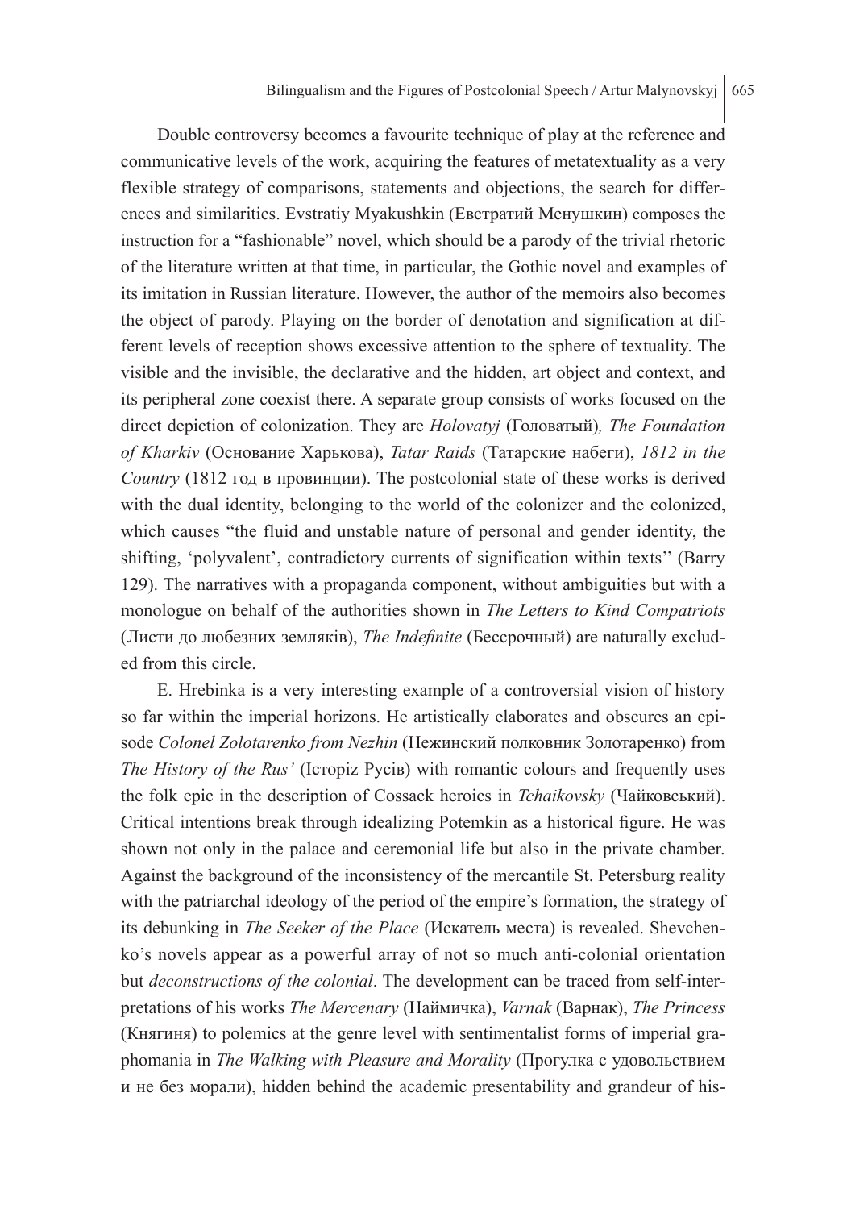Double controversy becomes a favourite technique of play at the reference and communicative levels of the work, acquiring the features of metatextuality as a very flexible strategy of comparisons, statements and objections, the search for differences and similarities. Evstratiy Myakushkin (Евстратий Менушкин) composes the instruction for a "fashionable" novel, which should be a parody of the trivial rhetoric of the literature written at that time, in particular, the Gothic novel and examples of its imitation in Russian literature. However, the author of the memoirs also becomes the object of parody. Playing on the border of denotation and signification at different levels of reception shows excessive attention to the sphere of textuality. The visible and the invisible, the declarative and the hidden, art object and context, and its peripheral zone coexist there. A separate group consists of works focused on the direct depiction of colonization. They are *Holovatyj* (Головатый)*, The Foundation of Kharkiv* (Основание Харькова), *Tatar Raids* (Татарские набеги), *1812 in the Country* (1812 год в провинции). The postcolonial state of these works is derived with the dual identity, belonging to the world of the colonizer and the colonized, which causes "the fluid and unstable nature of personal and gender identity, the shifting, 'polyvalent', contradictory currents of signification within texts'' (Barry 129). The narratives with a propaganda component, without ambiguities but with a monologue on behalf of the authorities shown in *The Letters to Kind Compatriots* (Листи до любезних земляків), *The Indefinite* (Бессрочный) are naturally excluded from this circle.

E. Hrebinka is a very interesting example of a controversial vision of history so far within the imperial horizons. He artistically elaborates and obscures an episode *Colonel Zolotarenko from Nezhin* (Нежинский полковник Золотаренко) from *The History of the Rus'* (Історiз Русів) with romantic colours and frequently uses the folk epic in the description of Cossack heroics in *Tchaikovsky* (Чайковський). Critical intentions break through idealizing Potemkin as a historical figure. He was shown not only in the palace and ceremonial life but also in the private chamber. Against the background of the inconsistency of the mercantile St. Petersburg reality with the patriarchal ideology of the period of the empire's formation, the strategy of its debunking in *The Seeker of the Place* (Искатель места) is revealed. Shevchenko's novels appear as a powerful array of not so much anti-colonial orientation but *deconstructions of the colonial*. The development can be traced from self-interpretations of his works *The Mercenary* (Наймичка), *Varnak* (Варнак), *The Princess* (Княгиня) to polemics at the genre level with sentimentalist forms of imperial graphomania in *The Walking with Pleasure and Morality* (Прогулка с удовольствием и не без морали), hidden behind the academic presentability and grandeur of his-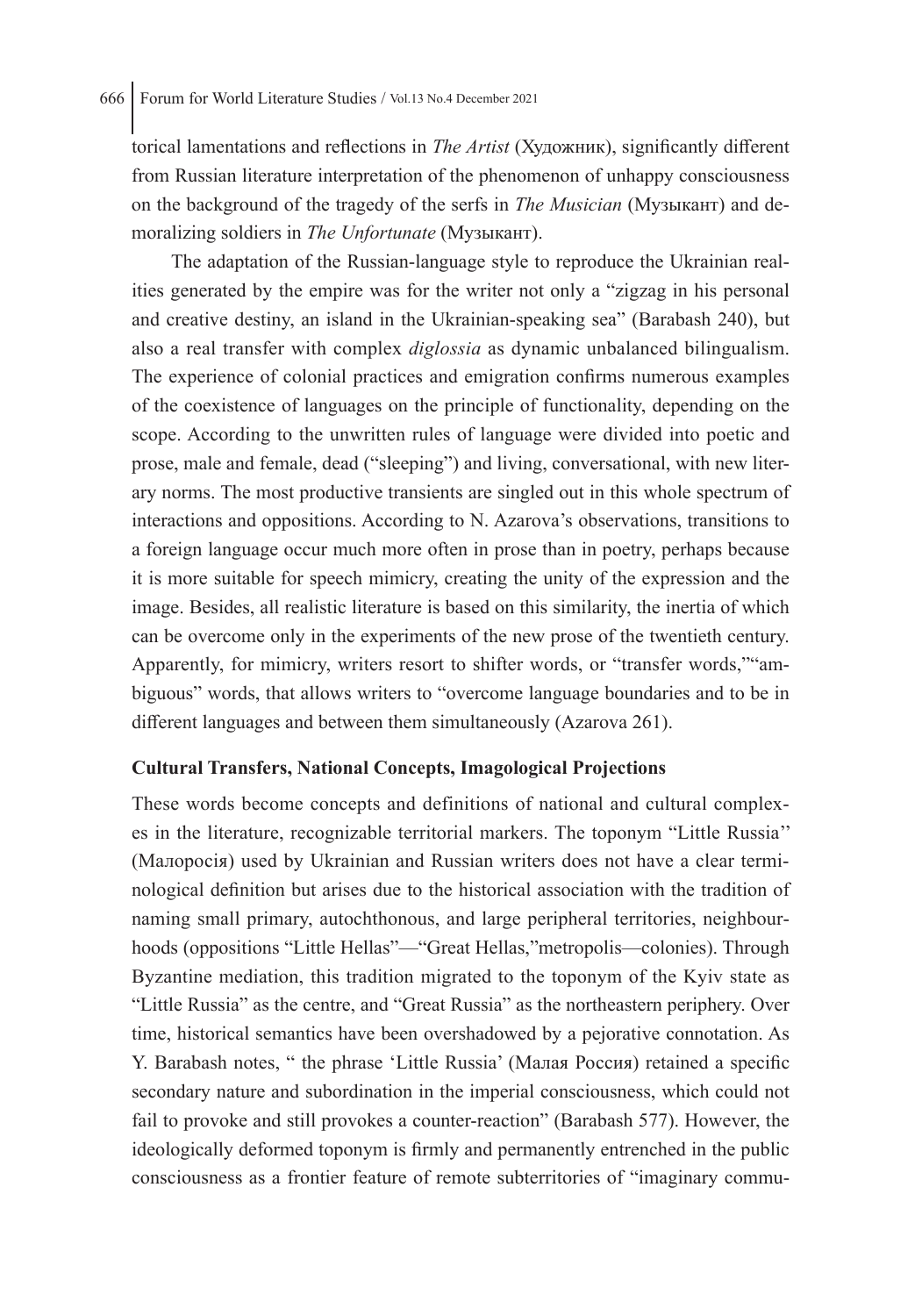torical lamentations and reflections in *The Artist* (Художник), significantly different from Russian literature interpretation of the phenomenon of unhappy consciousness on the background of the tragedy of the serfs in *The Musician* (Музыкант) and demoralizing soldiers in *The Unfortunate* (Музыкант).

The adaptation of the Russian-language style to reproduce the Ukrainian realities generated by the empire was for the writer not only a "zigzag in his personal and creative destiny, an island in the Ukrainian-speaking sea" (Barabash 240), but also a real transfer with complex *diglossia* as dynamic unbalanced bilingualism. The experience of colonial practices and emigration confirms numerous examples of the coexistence of languages on the principle of functionality, depending on the scope. According to the unwritten rules of language were divided into poetic and prose, male and female, dead ("sleeping") and living, conversational, with new literary norms. The most productive transients are singled out in this whole spectrum of interactions and oppositions. According to N. Azarova's observations, transitions to a foreign language occur much more often in prose than in poetry, perhaps because it is more suitable for speech mimicry, creating the unity of the expression and the image. Besides, all realistic literature is based on this similarity, the inertia of which can be overcome only in the experiments of the new prose of the twentieth century. Apparently, for mimicry, writers resort to shifter words, or "transfer words,""ambiguous" words, that allows writers to "overcome language boundaries and to be in different languages and between them simultaneously (Azarova 261).

**Cultural Transfers, National Concepts, Imagological Projections**

These words become concepts and definitions of national and cultural complexes in the literature, recognizable territorial markers. The toponym "Little Russia'' (Малоросія) used by Ukrainian and Russian writers does not have a clear terminological definition but arises due to the historical association with the tradition of naming small primary, autochthonous, and large peripheral territories, neighbourhoods (oppositions "Little Hellas"—"Great Hellas,"metropolis—colonies). Through Byzantine mediation, this tradition migrated to the toponym of the Kyiv state as "Little Russia" as the centre, and "Great Russia" as the northeastern periphery. Over time, historical semantics have been overshadowed by a pejorative connotation. As Y. Barabash notes, " the phrase 'Little Russia' (Малая Россия) retained a specific secondary nature and subordination in the imperial consciousness, which could not fail to provoke and still provokes a counter-reaction" (Barabash 577). However, the ideologically deformed toponym is firmly and permanently entrenched in the public consciousness as a frontier feature of remote subterritories of "imaginary commu-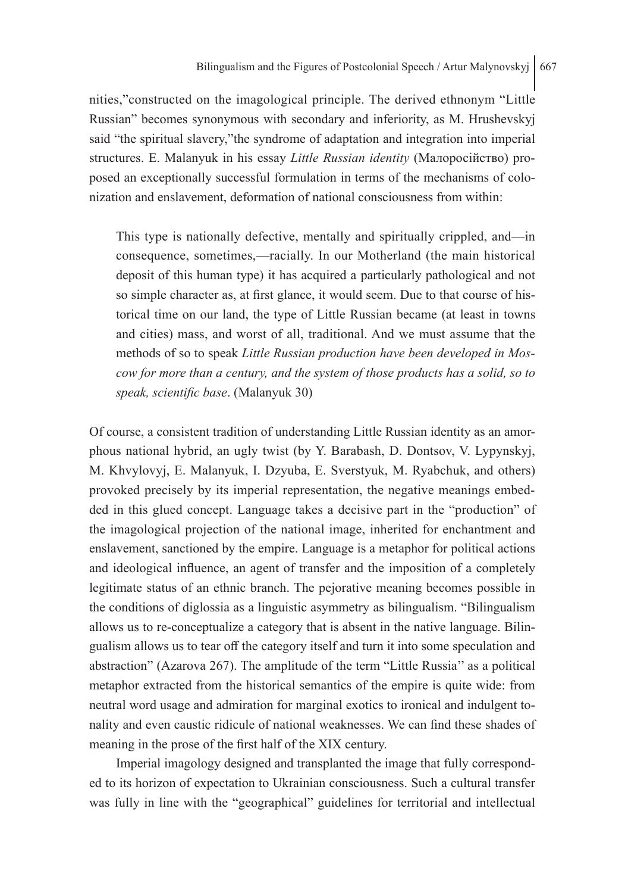nities,"constructed on the imagological principle. The derived ethnonym "Little Russian" becomes synonymous with secondary and inferiority, as M. Hrushevskyj said "the spiritual slavery,"the syndrome of adaptation and integration into imperial structures. E. Malanyuk in his essay *Little Russian identity* (Малоросійство) proposed an exceptionally successful formulation in terms of the mechanisms of colonization and enslavement, deformation of national consciousness from within:

> This type is nationally defective, mentally and spiritually crippled, and—in consequence, sometimes,—racially. In our Motherland (the main historical deposit of this human type) it has acquired a particularly pathological and not so simple character as, at first glance, it would seem. Due to that course of historical time on our land, the type of Little Russian became (at least in towns and cities) mass, and worst of all, traditional. And we must assume that the methods of so to speak *Little Russian production have been developed in Moscow for more than a century, and the system of those products has a solid, so to speak, scientific base*. (Malanyuk 30)

Of course, a consistent tradition of understanding Little Russian identity as an amorphous national hybrid, an ugly twist (by Y. Barabash, D. Dontsov, V. Lypynskyj, M. Khvylovyj, E. Malanyuk, I. Dzyuba, E. Sverstyuk, M. Ryabchuk, and others) provoked precisely by its imperial representation, the negative meanings embedded in this glued concept. Language takes a decisive part in the "production" of the imagological projection of the national image, inherited for enchantment and enslavement, sanctioned by the empire. Language is a metaphor for political actions and ideological influence, an agent of transfer and the imposition of a completely legitimate status of an ethnic branch. The pejorative meaning becomes possible in the conditions of diglossia as a linguistic asymmetry as bilingualism. "Bilingualism allows us to re-conceptualize a category that is absent in the native language. Bilingualism allows us to tear off the category itself and turn it into some speculation and abstraction" (Azarova 267). The amplitude of the term "Little Russia'' as a political metaphor extracted from the historical semantics of the empire is quite wide: from neutral word usage and admiration for marginal exotics to ironical and indulgent tonality and even caustic ridicule of national weaknesses. We can find these shades of meaning in the prose of the first half of the XIX century.

Imperial imagology designed and transplanted the image that fully corresponded to its horizon of expectation to Ukrainian consciousness. Such a cultural transfer was fully in line with the "geographical" guidelines for territorial and intellectual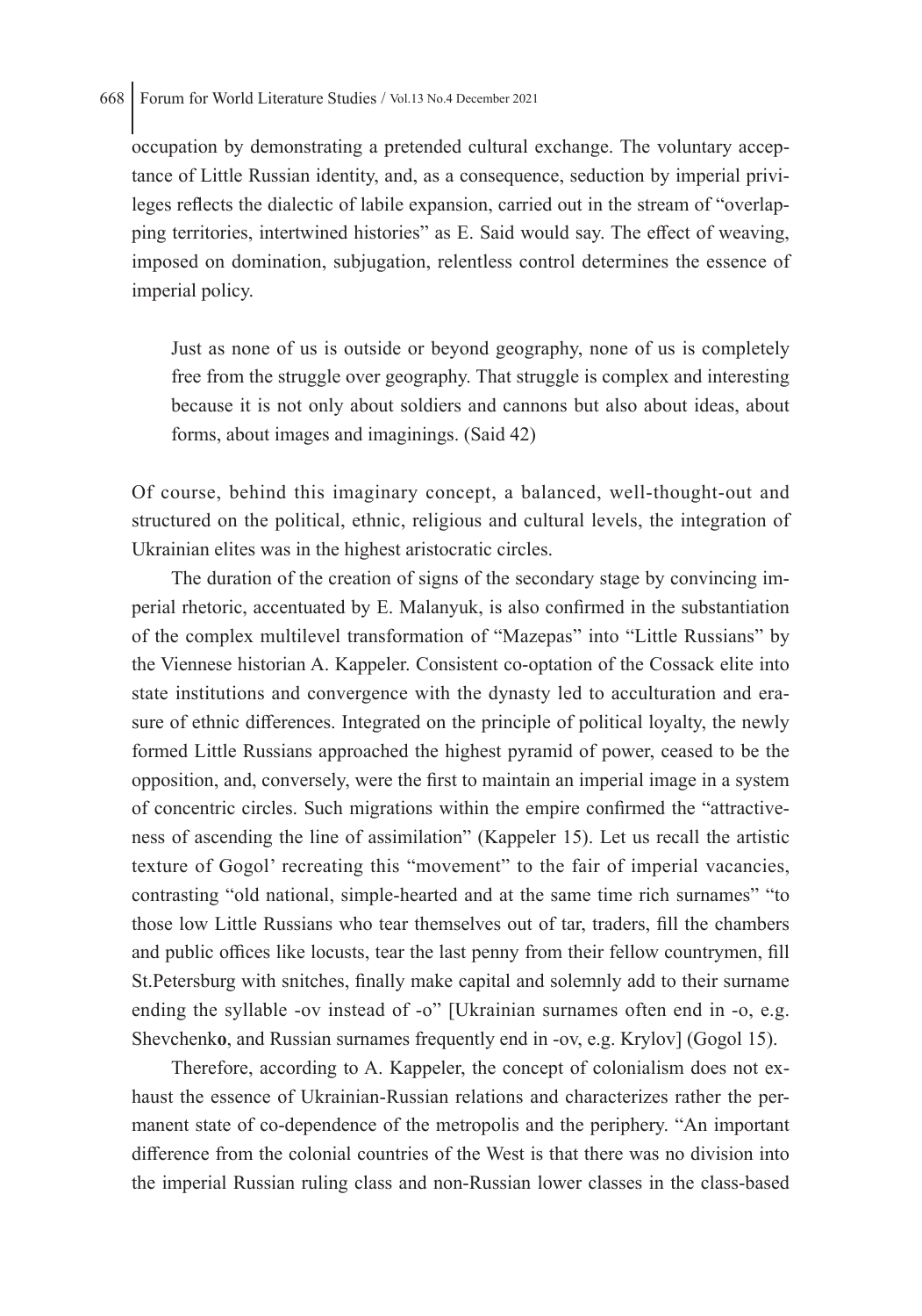occupation by demonstrating a pretended cultural exchange. The voluntary acceptance of Little Russian identity, and, as a consequence, seduction by imperial privileges reflects the dialectic of labile expansion, carried out in the stream of "overlapping territories, intertwined histories" as E. Said would say. The effect of weaving, imposed on domination, subjugation, relentless control determines the essence of imperial policy.

> Just as none of us is outside or beyond geography, none of us is completely free from the struggle over geography. That struggle is complex and interesting because it is not only about soldiers and cannons but also about ideas, about forms, about images and imaginings. (Said 42)

Of course, behind this imaginary concept, a balanced, well-thought-out and structured on the political, ethnic, religious and cultural levels, the integration of Ukrainian elites was in the highest aristocratic circles.

The duration of the creation of signs of the secondary stage by convincing imperial rhetoric, accentuated by E. Malanyuk, is also confirmed in the substantiation of the complex multilevel transformation of "Mazepas" into "Little Russians" by the Viennese historian A. Kappeler. Consistent co-optation of the Cossack elite into state institutions and convergence with the dynasty led to acculturation and erasure of ethnic differences. Integrated on the principle of political loyalty, the newly formed Little Russians approached the highest pyramid of power, ceased to be the opposition, and, conversely, were the first to maintain an imperial image in a system of concentric circles. Such migrations within the empire confirmed the "attractiveness of ascending the line of assimilation" (Kappeler 15). Let us recall the artistic texture of Gogol' recreating this "movement" to the fair of imperial vacancies, contrasting "old national, simple-hearted and at the same time rich surnames" "to those low Little Russians who tear themselves out of tar, traders, fill the chambers and public offices like locusts, tear the last penny from their fellow countrymen, fill St.Petersburg with snitches, finally make capital and solemnly add to their surname ending the syllable -ov instead of -o" [Ukrainian surnames often end in -o, e.g. Shevchenk**o**, and Russian surnames frequently end in -ov, e.g. Krylov] (Gogol 15).

Therefore, according to A. Kappeler, the concept of colonialism does not exhaust the essence of Ukrainian-Russian relations and characterizes rather the permanent state of co-dependence of the metropolis and the periphery. "An important difference from the colonial countries of the West is that there was no division into the imperial Russian ruling class and non-Russian lower classes in the class-based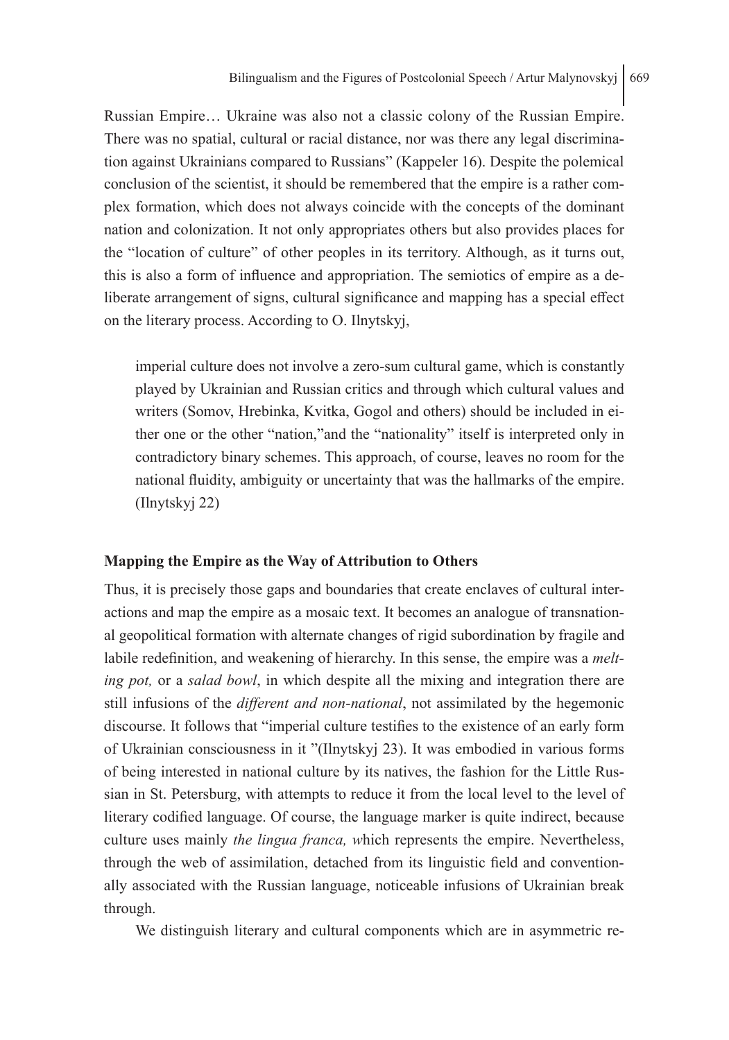Russian Empire… Ukraine was also not a classic colony of the Russian Empire. There was no spatial, cultural or racial distance, nor was there any legal discrimination against Ukrainians compared to Russians" (Kappeler 16). Despite the polemical conclusion of the scientist, it should be remembered that the empire is a rather complex formation, which does not always coincide with the concepts of the dominant nation and colonization. It not only appropriates others but also provides places for the "location of culture" of other peoples in its territory. Although, as it turns out, this is also a form of influence and appropriation. The semiotics of empire as a deliberate arrangement of signs, cultural significance and mapping has a special effect on the literary process. According to O. Ilnytskyj,

> imperial culture does not involve a zero-sum cultural game, which is constantly played by Ukrainian and Russian critics and through which cultural values and writers (Somov, Hrebinka, Kvitka, Gogol and others) should be included in either one or the other "nation,"and the "nationality" itself is interpreted only in contradictory binary schemes. This approach, of course, leaves no room for the national fluidity, ambiguity or uncertainty that was the hallmarks of the empire. (Ilnytskyj 22)

**Mapping the Empire as the Way of Attribution to Others**

Thus, it is precisely those gaps and boundaries that create enclaves of cultural interactions and map the empire as a mosaic text. It becomes an analogue of transnational geopolitical formation with alternate changes of rigid subordination by fragile and labile redefinition, and weakening of hierarchy. In this sense, the empire was a *melting pot,* or a *salad bowl*, in which despite all the mixing and integration there are still infusions of the *different and non-national*, not assimilated by the hegemonic discourse. It follows that "imperial culture testifies to the existence of an early form of Ukrainian consciousness in it "(Ilnytskyj 23). It was embodied in various forms of being interested in national culture by its natives, the fashion for the Little Russian in St. Petersburg, with attempts to reduce it from the local level to the level of literary codified language. Of course, the language marker is quite indirect, because culture uses mainly *the lingua franca, w*hich represents the empire. Nevertheless, through the web of assimilation, detached from its linguistic field and conventionally associated with the Russian language, noticeable infusions of Ukrainian break through.

We distinguish literary and cultural components which are in asymmetric re-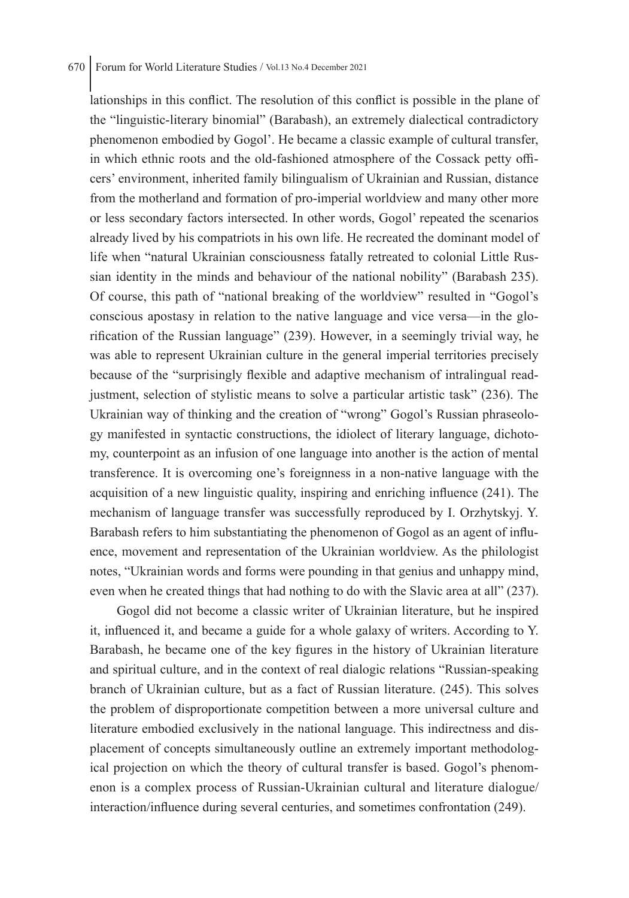lationships in this conflict. The resolution of this conflict is possible in the plane of the "linguistic-literary binomial" (Barabash), an extremely dialectical contradictory phenomenon embodied by Gogol'. He became a classic example of cultural transfer, in which ethnic roots and the old-fashioned atmosphere of the Cossack petty officers' environment, inherited family bilingualism of Ukrainian and Russian, distance from the motherland and formation of pro-imperial worldview and many other more or less secondary factors intersected. In other words, Gogol' repeated the scenarios already lived by his compatriots in his own life. He recreated the dominant model of life when "natural Ukrainian consciousness fatally retreated to colonial Little Russian identity in the minds and behaviour of the national nobility" (Barabash 235). Of course, this path of "national breaking of the worldview" resulted in "Gogol's conscious apostasy in relation to the native language and vice versa—in the glorification of the Russian language" (239). However, in a seemingly trivial way, he was able to represent Ukrainian culture in the general imperial territories precisely because of the "surprisingly flexible and adaptive mechanism of intralingual readjustment, selection of stylistic means to solve a particular artistic task" (236). The Ukrainian way of thinking and the creation of "wrong" Gogol's Russian phraseology manifested in syntactic constructions, the idiolect of literary language, dichotomy, counterpoint as an infusion of one language into another is the action of mental transference. It is overcoming one's foreignness in a non-native language with the acquisition of a new linguistic quality, inspiring and enriching influence (241). The mechanism of language transfer was successfully reproduced by I. Orzhytskyj. Y. Barabash refers to him substantiating the phenomenon of Gogol as an agent of influence, movement and representation of the Ukrainian worldview. As the philologist notes, "Ukrainian words and forms were pounding in that genius and unhappy mind, even when he created things that had nothing to do with the Slavic area at all" (237).

Gogol did not become a classic writer of Ukrainian literature, but he inspired it, influenced it, and became a guide for a whole galaxy of writers. According to Y. Barabash, he became one of the key figures in the history of Ukrainian literature and spiritual culture, and in the context of real dialogic relations "Russian-speaking branch of Ukrainian culture, but as a fact of Russian literature. (245). This solves the problem of disproportionate competition between a more universal culture and literature embodied exclusively in the national language. This indirectness and displacement of concepts simultaneously outline an extremely important methodological projection on which the theory of cultural transfer is based. Gogol's phenomenon is a complex process of Russian-Ukrainian cultural and literature dialogue/interaction/influence during several centuries, and sometimes confrontation (249).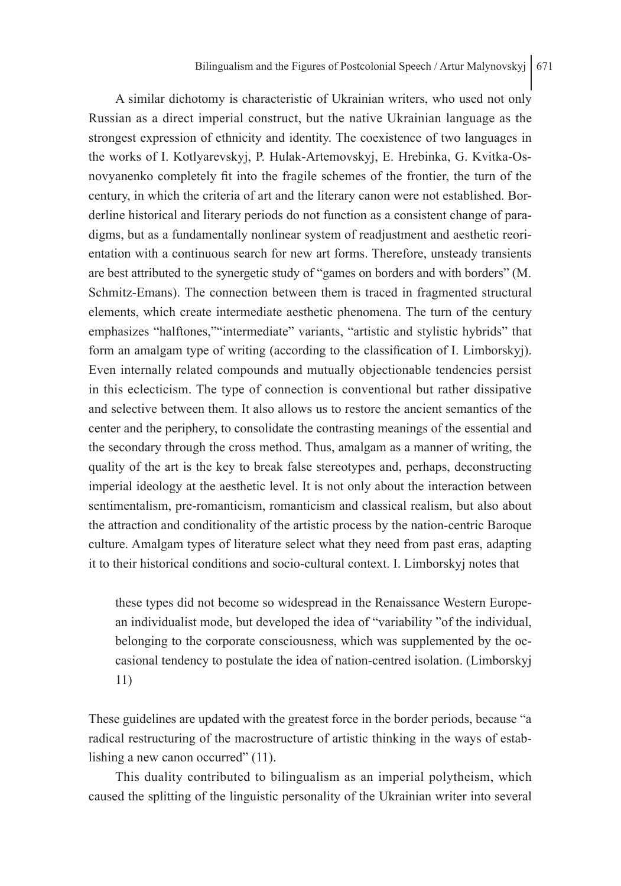A similar dichotomy is characteristic of Ukrainian writers, who used not only Russian as a direct imperial construct, but the native Ukrainian language as the strongest expression of ethnicity and identity. The coexistence of two languages in the works of I. Kotlyarevskyj, P. Hulak-Artemovskyj, E. Hrebinka, G. Kvitka-Osnovyanenko completely fit into the fragile schemes of the frontier, the turn of the century, in which the criteria of art and the literary canon were not established. Borderline historical and literary periods do not function as a consistent change of paradigms, but as a fundamentally nonlinear system of readjustment and aesthetic reorientation with a continuous search for new art forms. Therefore, unsteady transients are best attributed to the synergetic study of "games on borders and with borders" (M. Schmitz-Emans). The connection between them is traced in fragmented structural elements, which create intermediate aesthetic phenomena. The turn of the century emphasizes "halftones,""intermediate" variants, "artistic and stylistic hybrids" that form an amalgam type of writing (according to the classification of I. Limborskyj). Even internally related compounds and mutually objectionable tendencies persist in this eclecticism. The type of connection is conventional but rather dissipative and selective between them. It also allows us to restore the ancient semantics of the center and the periphery, to consolidate the contrasting meanings of the essential and the secondary through the cross method. Thus, amalgam as a manner of writing, the quality of the art is the key to break false stereotypes and, perhaps, deconstructing imperial ideology at the aesthetic level. It is not only about the interaction between sentimentalism, pre-romanticism, romanticism and classical realism, but also about the attraction and conditionality of the artistic process by the nation-centric Baroque culture. Amalgam types of literature select what they need from past eras, adapting it to their historical conditions and socio-cultural context. I. Limborskyj notes that

> these types did not become so widespread in the Renaissance Western European individualist mode, but developed the idea of "variability "of the individual, belonging to the corporate consciousness, which was supplemented by the occasional tendency to postulate the idea of nation-centred isolation. (Limborskyj 11)

These guidelines are updated with the greatest force in the border periods, because "a radical restructuring of the macrostructure of artistic thinking in the ways of establishing a new canon occurred" (11).

This duality contributed to bilingualism as an imperial polytheism, which caused the splitting of the linguistic personality of the Ukrainian writer into several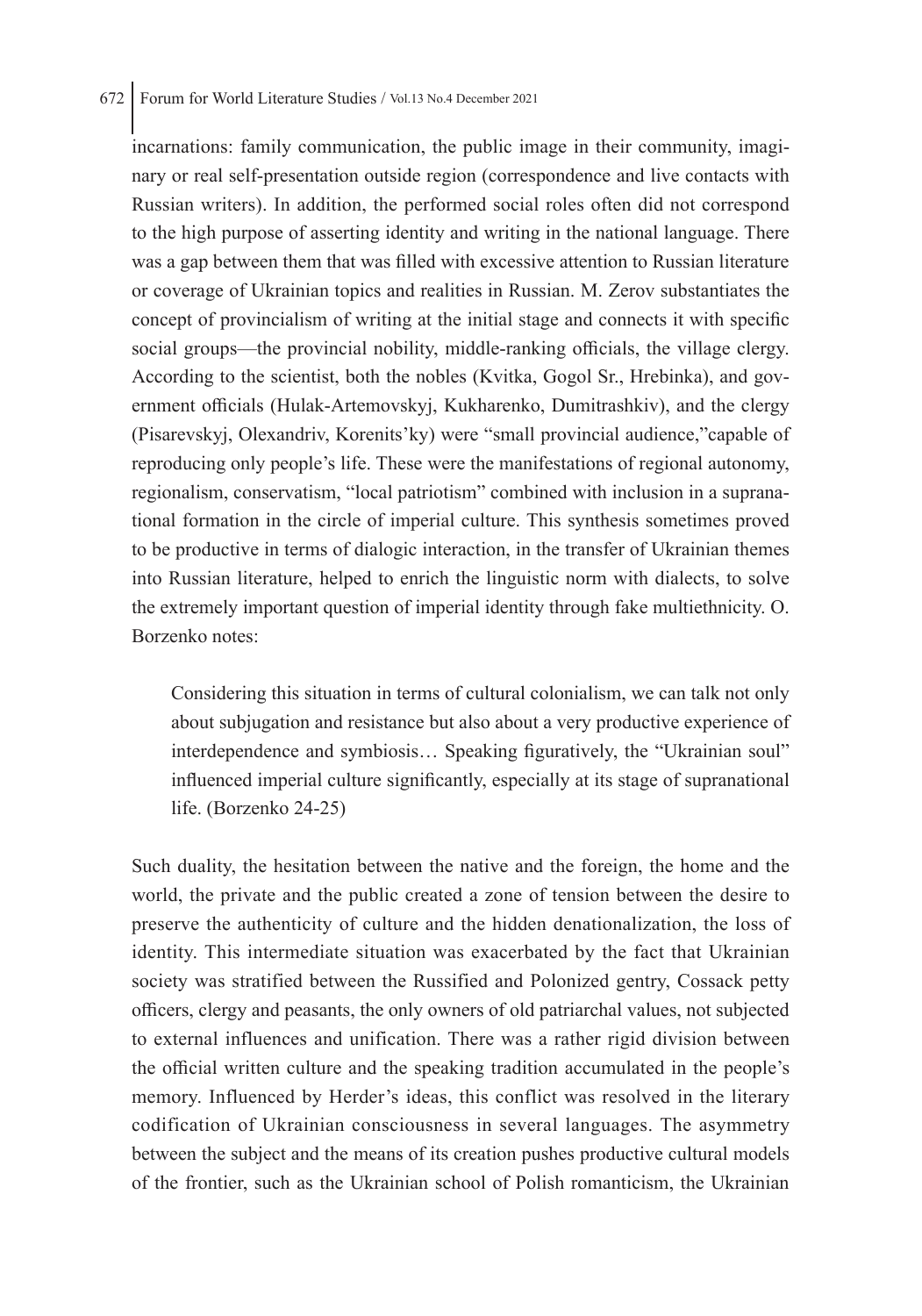incarnations: family communication, the public image in their community, imaginary or real self-presentation outside region (correspondence and live contacts with Russian writers). In addition, the performed social roles often did not correspond to the high purpose of asserting identity and writing in the national language. There was a gap between them that was filled with excessive attention to Russian literature or coverage of Ukrainian topics and realities in Russian. M. Zerov substantiates the concept of provincialism of writing at the initial stage and connects it with specific social groups—the provincial nobility, middle-ranking officials, the village clergy. According to the scientist, both the nobles (Kvitka, Gogol Sr., Hrebinka), and government officials (Hulak-Artemovskyj, Kukharenko, Dumitrashkiv), and the clergy (Pisarevskyj, Olexandriv, Korenits'ky) were "small provincial audience,"capable of reproducing only people's life. These were the manifestations of regional autonomy, regionalism, conservatism, "local patriotism" combined with inclusion in a supranational formation in the circle of imperial culture. This synthesis sometimes proved to be productive in terms of dialogic interaction, in the transfer of Ukrainian themes into Russian literature, helped to enrich the linguistic norm with dialects, to solve the extremely important question of imperial identity through fake multiethnicity. O. Borzenko notes:

> Considering this situation in terms of cultural colonialism, we can talk not only about subjugation and resistance but also about a very productive experience of interdependence and symbiosis… Speaking figuratively, the "Ukrainian soul" influenced imperial culture significantly, especially at its stage of supranational life. (Borzenko 24-25)

Such duality, the hesitation between the native and the foreign, the home and the world, the private and the public created a zone of tension between the desire to preserve the authenticity of culture and the hidden denationalization, the loss of identity. This intermediate situation was exacerbated by the fact that Ukrainian society was stratified between the Russified and Polonized gentry, Cossack petty officers, clergy and peasants, the only owners of old patriarchal values, not subjected to external influences and unification. There was a rather rigid division between the official written culture and the speaking tradition accumulated in the people's memory. Influenced by Herder's ideas, this conflict was resolved in the literary codification of Ukrainian consciousness in several languages. The asymmetry between the subject and the means of its creation pushes productive cultural models of the frontier, such as the Ukrainian school of Polish romanticism, the Ukrainian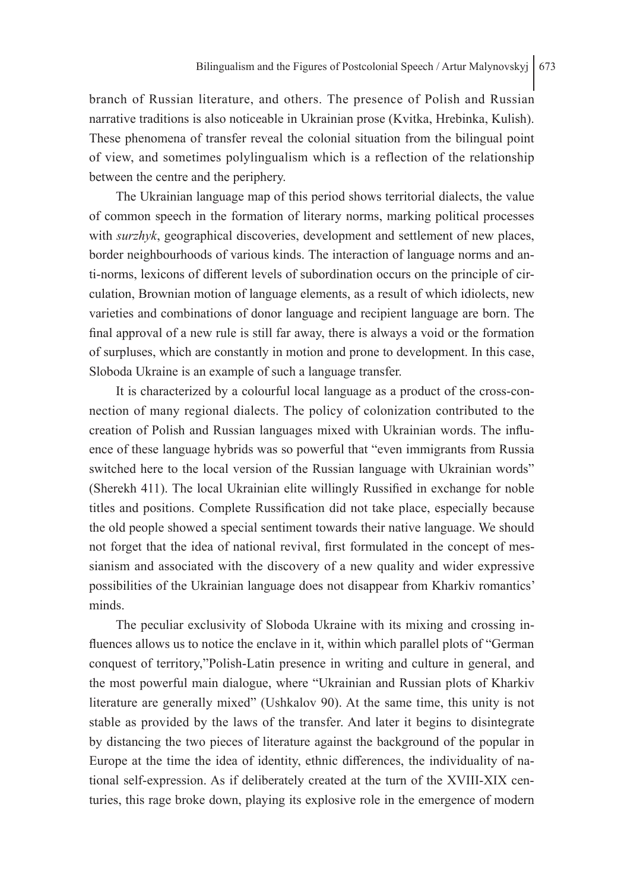branch of Russian literature, and others. The presence of Polish and Russian narrative traditions is also noticeable in Ukrainian prose (Kvitka, Hrebinka, Kulish). These phenomena of transfer reveal the colonial situation from the bilingual point of view, and sometimes polylingualism which is a reflection of the relationship between the centre and the periphery.

The Ukrainian language map of this period shows territorial dialects, the value of common speech in the formation of literary norms, marking political processes with *surzhyk*, geographical discoveries, development and settlement of new places, border neighbourhoods of various kinds. The interaction of language norms and anti-norms, lexicons of different levels of subordination occurs on the principle of circulation, Brownian motion of language elements, as a result of which idiolects, new varieties and combinations of donor language and recipient language are born. The final approval of a new rule is still far away, there is always a void or the formation of surpluses, which are constantly in motion and prone to development. In this case, Sloboda Ukraine is an example of such a language transfer.

It is characterized by a colourful local language as a product of the cross-connection of many regional dialects. The policy of colonization contributed to the creation of Polish and Russian languages mixed with Ukrainian words. The influence of these language hybrids was so powerful that "even immigrants from Russia switched here to the local version of the Russian language with Ukrainian words" (Sherekh 411). The local Ukrainian elite willingly Russified in exchange for noble titles and positions. Complete Russification did not take place, especially because the old people showed a special sentiment towards their native language. We should not forget that the idea of national revival, first formulated in the concept of messianism and associated with the discovery of a new quality and wider expressive possibilities of the Ukrainian language does not disappear from Kharkiv romantics' minds.

The peculiar exclusivity of Sloboda Ukraine with its mixing and crossing influences allows us to notice the enclave in it, within which parallel plots of "German conquest of territory,"Polish-Latin presence in writing and culture in general, and the most powerful main dialogue, where "Ukrainian and Russian plots of Kharkiv literature are generally mixed" (Ushkalov 90). At the same time, this unity is not stable as provided by the laws of the transfer. And later it begins to disintegrate by distancing the two pieces of literature against the background of the popular in Europe at the time the idea of identity, ethnic differences, the individuality of national self-expression. As if deliberately created at the turn of the XVIII-XIX centuries, this rage broke down, playing its explosive role in the emergence of modern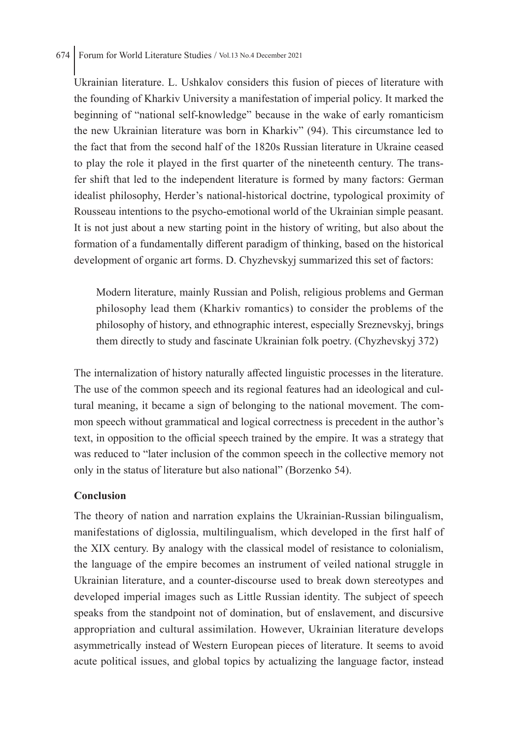Ukrainian literature. L. Ushkalov considers this fusion of pieces of literature with the founding of Kharkiv University a manifestation of imperial policy. It marked the beginning of "national self-knowledge" because in the wake of early romanticism the new Ukrainian literature was born in Kharkiv" (94). This circumstance led to the fact that from the second half of the 1820s Russian literature in Ukraine ceased to play the role it played in the first quarter of the nineteenth century. The transfer shift that led to the independent literature is formed by many factors: German idealist philosophy, Herder's national-historical doctrine, typological proximity of Rousseau intentions to the psycho-emotional world of the Ukrainian simple peasant. It is not just about a new starting point in the history of writing, but also about the formation of a fundamentally different paradigm of thinking, based on the historical development of organic art forms. D. Chyzhevskyj summarized this set of factors:

> Modern literature, mainly Russian and Polish, religious problems and German philosophy lead them (Kharkiv romantics) to consider the problems of the philosophy of history, and ethnographic interest, especially Sreznevskyj, brings them directly to study and fascinate Ukrainian folk poetry. (Chyzhevskyj 372)

The internalization of history naturally affected linguistic processes in the literature. The use of the common speech and its regional features had an ideological and cultural meaning, it became a sign of belonging to the national movement. The common speech without grammatical and logical correctness is precedent in the author's text, in opposition to the official speech trained by the empire. It was a strategy that was reduced to "later inclusion of the common speech in the collective memory not only in the status of literature but also national" (Borzenko 54).

## Conclusion

The theory of nation and narration explains the Ukrainian-Russian bilingualism, manifestations of diglossia, multilingualism, which developed in the first half of the XIX century. By analogy with the classical model of resistance to colonialism, the language of the empire becomes an instrument of veiled national struggle in Ukrainian literature, and a counter-discourse used to break down stereotypes and developed imperial images such as Little Russian identity. The subject of speech speaks from the standpoint not of domination, but of enslavement, and discursive appropriation and cultural assimilation. However, Ukrainian literature develops asymmetrically instead of Western European pieces of literature. It seems to avoid acute political issues, and global topics by actualizing the language factor, instead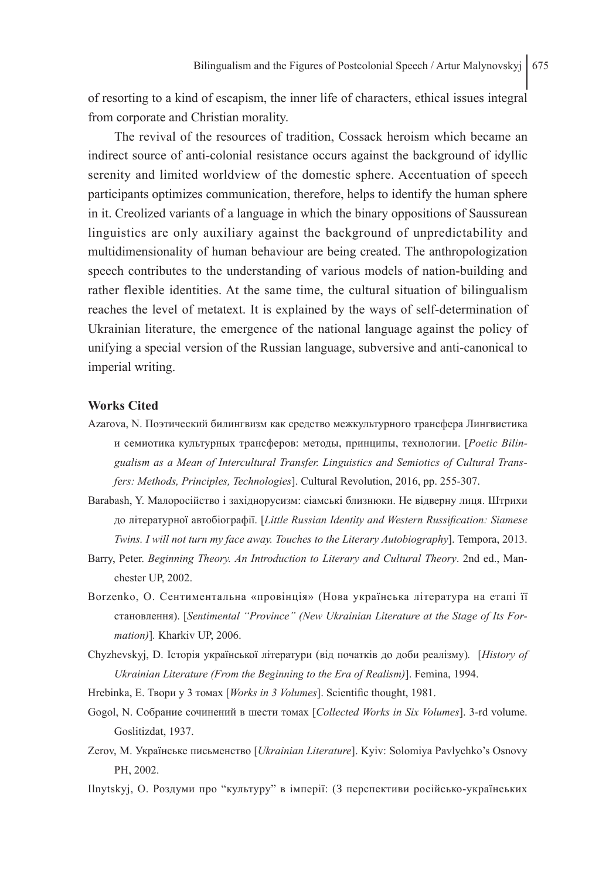of resorting to a kind of escapism, the inner life of characters, ethical issues integral from corporate and Christian morality.

The revival of the resources of tradition, Cossack heroism which became an indirect source of anti-colonial resistance occurs against the background of idyllic serenity and limited worldview of the domestic sphere. Accentuation of speech participants optimizes communication, therefore, helps to identify the human sphere in it. Creolized variants of a language in which the binary oppositions of Saussurean linguistics are only auxiliary against the background of unpredictability and multidimensionality of human behaviour are being created. The anthropologization speech contributes to the understanding of various models of nation-building and rather flexible identities. At the same time, the cultural situation of bilingualism reaches the level of metatext. It is explained by the ways of self-determination of Ukrainian literature, the emergence of the national language against the policy of unifying a special version of the Russian language, subversive and anti-canonical to imperial writing.

## Works Cited

Azarova, N. Поэтический билингвизм как средство межкультурного трансфера Лингвистика и семиотика культурных трансферов: методы, принципы, технологии. [*Poetic Bilingualism as a Mean of Intercultural Transfer. Linguistics and Semiotics of Cultural Transfers: Methods, Principles, Technologies*]. Cultural Revolution, 2016, pp. 255-307.

Barabash, Y. Малоросійство і західнорусизм: сіамські близнюки. Не відверну лиця. Штрихи до літературної автобіографії. [*Little Russian Identity and Western Russification: Siamese Twins. I will not turn my face away. Touches to the Literary Autobiography*]. Tempora, 2013.

Barry, Peter. *Beginning Theory. An Introduction to Literary and Cultural Theory*. 2nd ed., Manchester UP, 2002.

Borzenko, O. Сентиментальна «провінція» (Нова українська література на етапі її становлення). [*Sentimental "Province" (New Ukrainian Literature at the Stage of Its Formation)*]. Kharkiv UP, 2006.

Chyzhevskyj, D. Історія української літератури (від початків до доби реалізму). [*History of Ukrainian Literature (From the Beginning to the Era of Realism)*]. Femina, 1994.

Hrebinka, E. Твори у 3 томах [*Works in 3 Volumes*]. Scientific thought, 1981.

Gogol, N. Собрание сочинений в шести томах [*Collected Works in Six Volumes*]. 3-rd volume. Goslitizdat, 1937.

Zerov, M. Українське письменство [*Ukrainian Literature*]. Kyiv: Solomiya Pavlychko's Osnovy PH, 2002.

Ilnytskyj, O. Роздуми про "культуру" в імперії: (З перспективи російсько-українських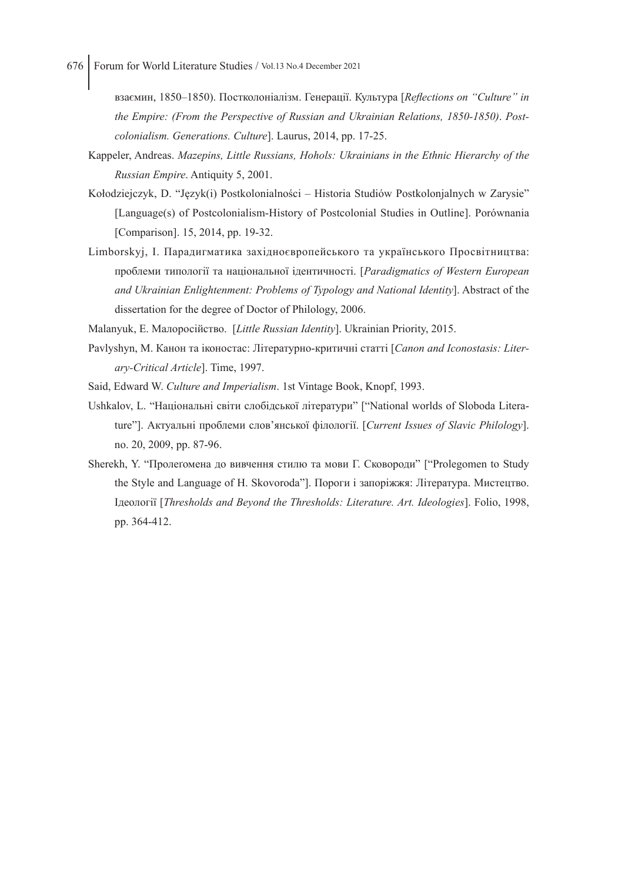взаємин, 1850–1850). Постколоніалізм. Генерації. Культура [*Reflections on "Culture" in the Empire: (From the Perspective of Russian and Ukrainian Relations, 1850-1850)*. *Post-colonialism. Generations. Culture*]. Laurus, 2014, pp. 17-25.

Kappeler, Andreas. *Mazepins, Little Russians, Hohols: Ukrainians in the Ethnic Hierarchy of the Russian Empire*. Antiquity 5, 2001.

Kołodziejczyk, D. "Język(i) Postkolonialności – Historia Studiów Postkolonjalnych w Zarysie" [Language(s) of Postcolonialism-History of Postcolonial Studies in Outline]. Porównania [Comparison]. 15, 2014, pp. 19-32.

Limborskyj, I. Парадигматика західноєвропейського та українського Просвітництва: проблеми типології та національної ідентичності. [*Paradigmatics of Western European and Ukrainian Enlightenment: Problems of Typology and National Identity*]. Abstract of the dissertation for the degree of Doctor of Philology, 2006.

Malanyuk, E. Малоросійство. [*Little Russian Identity*]. Ukrainian Priority, 2015.

Pavlyshyn, M. Канон та іконостас: Літературно-критичні статті [*Canon and Iconostasis: Literary-Critical Article*]. Time, 1997.

Said, Edward W. *Culture and Imperialism*. 1st Vintage Book, Knopf, 1993.

Ushkalov, L. "Національні світи слобідської літератури" ["National worlds of Sloboda Literature"]. Актуальні проблеми слов'янської філології. [*Current Issues of Slavic Philology*]. no. 20, 2009, pp. 87-96.

Sherekh, Y. "Пролегомена до вивчення стилю та мови Г. Сковороди" ["Prolegomen to Study the Style and Language of H. Skovoroda"]. Пороги і запоріжжя: Література. Мистецтво. Ідеології [*Thresholds and Beyond the Thresholds: Literature. Art. Ideologies*]. Folio, 1998, pp. 364-412.